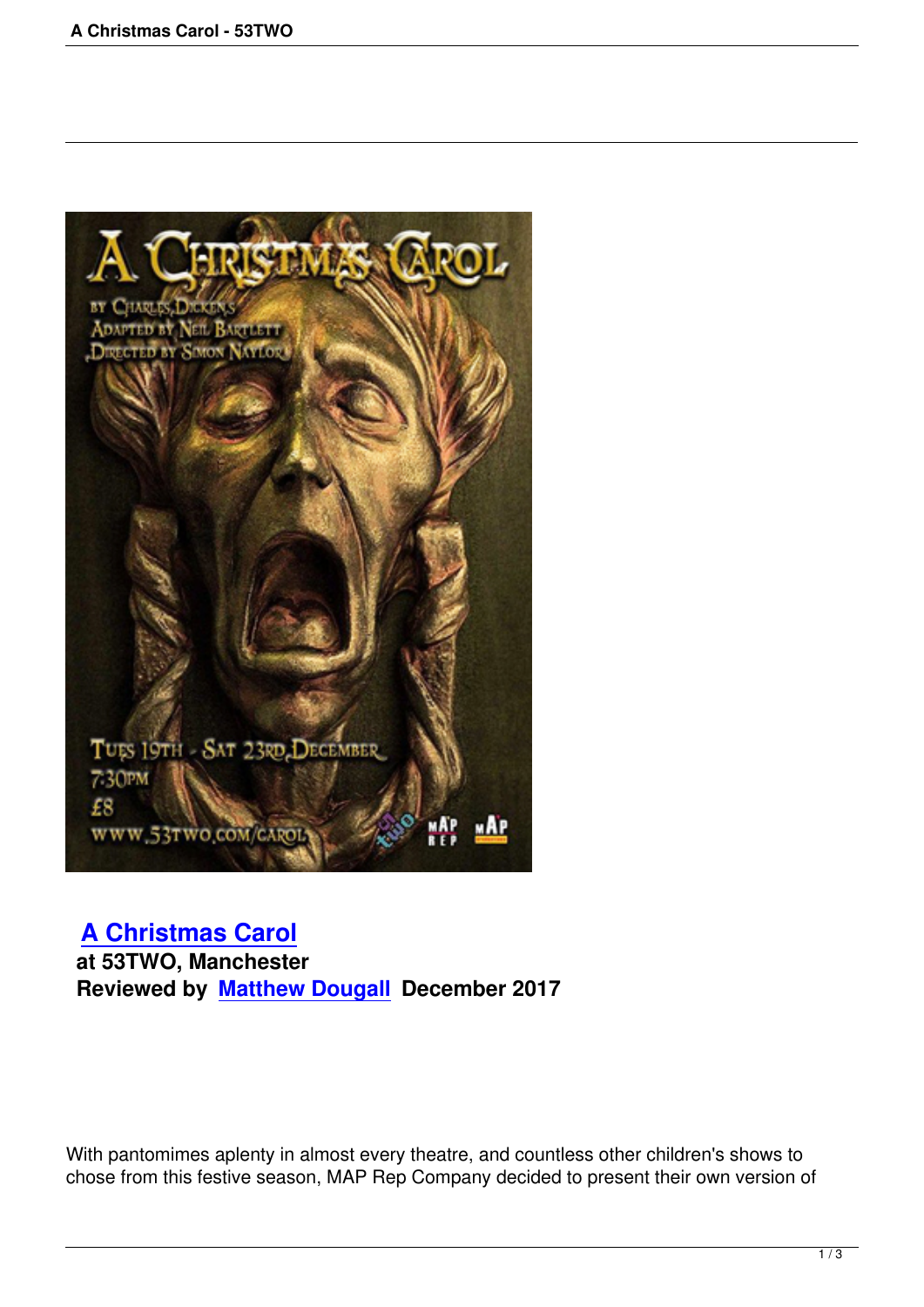## [A Christmas Carol]

**at 53TWO, Manchester**

**Reviewed by [Matthew Dougall] December 2017**

With pantomimes aplenty in almost every theatre, and countless other children's shows to chose from this festive season, MAP Rep Company decided to present their own version of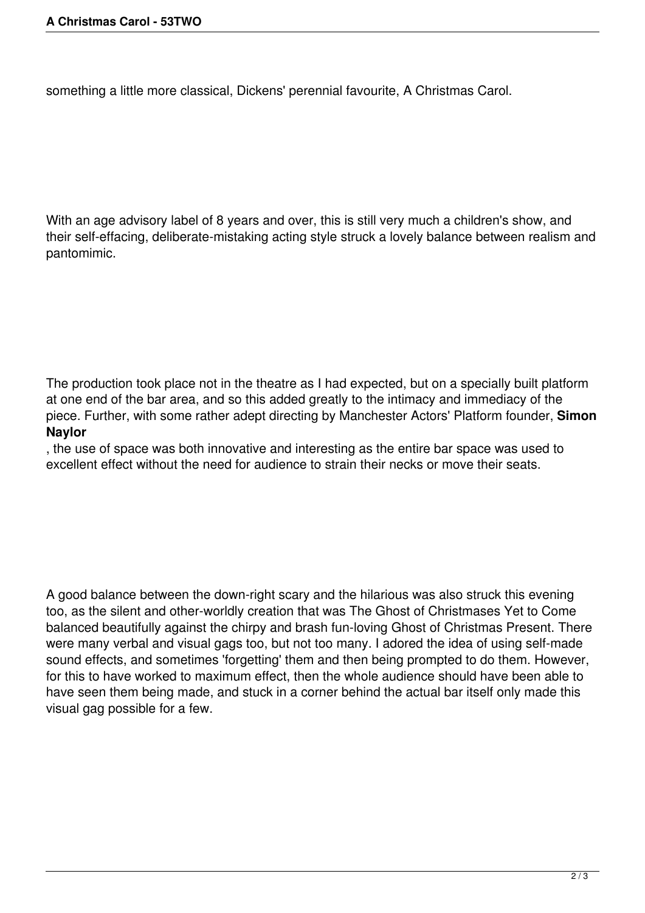something a little more classical, Dickens' perennial favourite, A Christmas Carol.

With an age advisory label of 8 years and over, this is still very much a children's show, and their self-effacing, deliberate-mistaking acting style struck a lovely balance between realism and pantomimic.

The production took place not in the theatre as I had expected, but on a specially built platform at one end of the bar area, and so this added greatly to the intimacy and immediacy of the piece. Further, with some rather adept directing by Manchester Actors' Platform founder, **Simon Naylor**, the use of space was both innovative and interesting as the entire bar space was used to excellent effect without the need for audience to strain their necks or move their seats.

A good balance between the down-right scary and the hilarious was also struck this evening too, as the silent and other-worldly creation that was The Ghost of Christmases Yet to Come balanced beautifully against the chirpy and brash fun-loving Ghost of Christmas Present. There were many verbal and visual gags too, but not too many. I adored the idea of using self-made sound effects, and sometimes 'forgetting' them and then being prompted to do them. However, for this to have worked to maximum effect, then the whole audience should have been able to have seen them being made, and stuck in a corner behind the actual bar itself only made this visual gag possible for a few.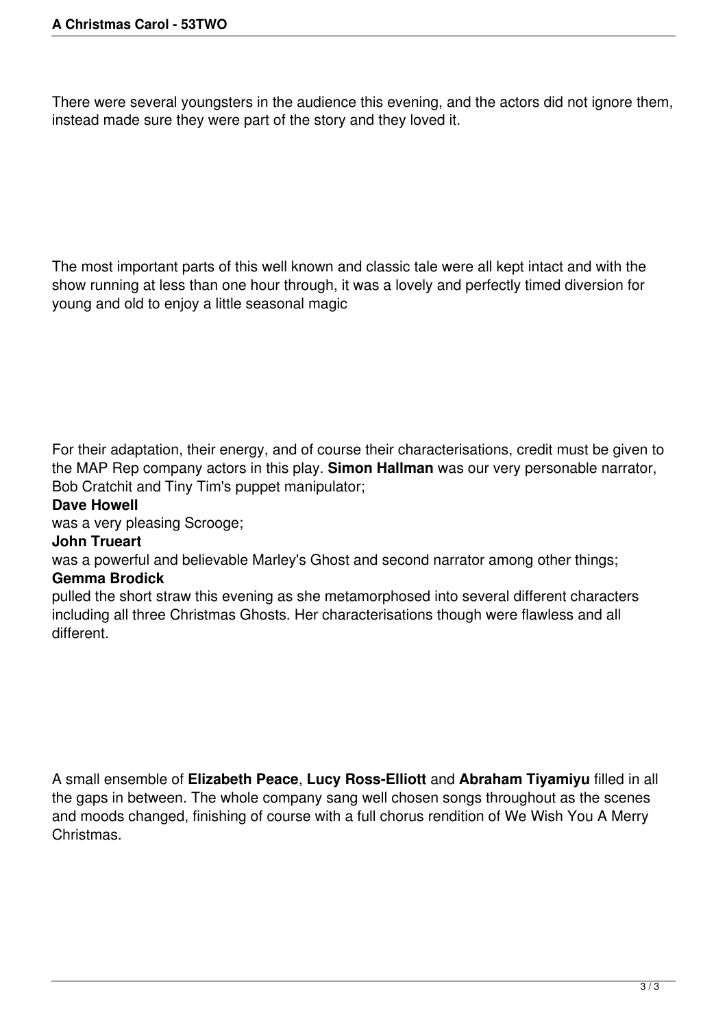There were several youngsters in the audience this evening, and the actors did not ignore them, instead made sure they were part of the story and they loved it.

The most important parts of this well known and classic tale were all kept intact and with the show running at less than one hour through, it was a lovely and perfectly timed diversion for young and old to enjoy a little seasonal magic

For their adaptation, their energy, and of course their characterisations, credit must be given to the MAP Rep company actors in this play. **Simon Hallman** was our very personable narrator, Bob Cratchit and Tiny Tim's puppet manipulator;

**Dave Howell**
was a very pleasing Scrooge;

**John Trueart**
was a powerful and believable Marley's Ghost and second narrator among other things;

**Gemma Brodick**
pulled the short straw this evening as she metamorphosed into several different characters including all three Christmas Ghosts. Her characterisations though were flawless and all different.

A small ensemble of **Elizabeth Peace**, **Lucy Ross-Elliott** and **Abraham Tiyamiyu** filled in all the gaps in between. The whole company sang well chosen songs throughout as the scenes and moods changed, finishing of course with a full chorus rendition of We Wish You A Merry Christmas.